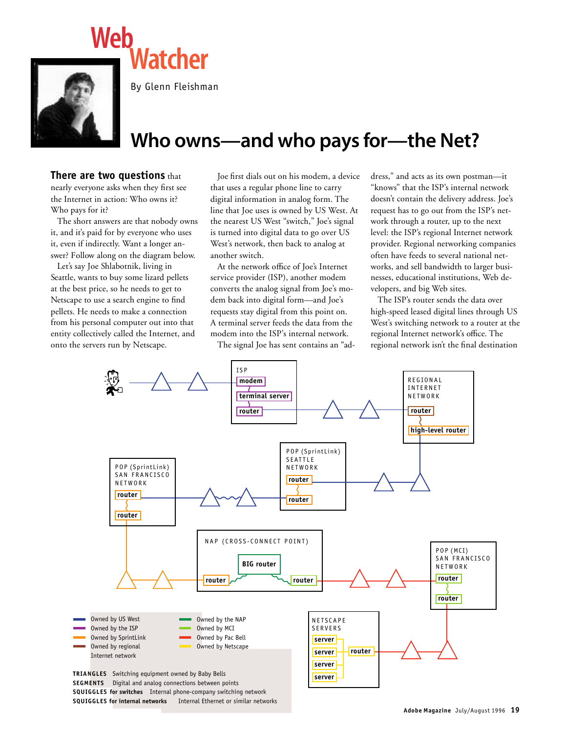# Web Watcher

By Glenn Fleishman

## Who owns—and who pays for—the Net?

**There are two questions** that nearly everyone asks when they first see the Internet in action: Who owns it? Who pays for it?

The short answers are that nobody owns it, and it's paid for by everyone who uses it, even if indirectly. Want a longer answer? Follow along on the diagram below.

Let's say Joe Shlabotnik, living in Seattle, wants to buy some lizard pellets at the best price, so he needs to get to Netscape to use a search engine to find pellets. He needs to make a connection from his personal computer out into that entity collectively called the Internet, and onto the servers run by Netscape.

Joe first dials out on his modem, a device that uses a regular phone line to carry digital information in analog form. The line that Joe uses is owned by US West. At the nearest US West "switch," Joe's signal is turned into digital data to go over US West's network, then back to analog at another switch.

At the network office of Joe's Internet service provider (ISP), another modem converts the analog signal from Joe's modem back into digital form—and Joe's requests stay digital from this point on. A terminal server feeds the data from the modem into the ISP's internal network.

The signal Joe has sent contains an "address," and acts as its own postman—it "knows" that the ISP's internal network doesn't contain the delivery address. Joe's request has to go out from the ISP's network through a router, up to the next level: the ISP's regional Internet network provider. Regional networking companies often have feeds to several national networks, and sell bandwidth to larger businesses, educational institutions, Web developers, and big Web sites.

The ISP's router sends the data over high-speed leased digital lines through US West's switching network to a router at the regional Internet network's office. The regional network isn't the final destination

ISP: modem, terminal server, router

REGIONAL INTERNET NETWORK: router, high-level router

POP (SprintLink) SEATTLE NETWORK: router, router

POP (SprintLink) SAN FRANCISCO NETWORK: router, router

NAP (CROSS-CONNECT POINT): router, BIG router, router

POP (MCI) SAN FRANCISCO NETWORK: router, router

NETSCAPE SERVERS: server, server, server, server, router

- Owned by US West
- Owned by the ISP
- Owned by SprintLink
- Owned by regional Internet network
- Owned by the NAP
- Owned by MCI
- Owned by Pac Bell
- Owned by Netscape

**TRIANGLES** Switching equipment owned by Baby Bells
**SEGMENTS** Digital and analog connections between points
**SQUIGGLES for switches** Internal phone-company switching network
**SQUIGGLES for internal networks** Internal Ethernet or similar networks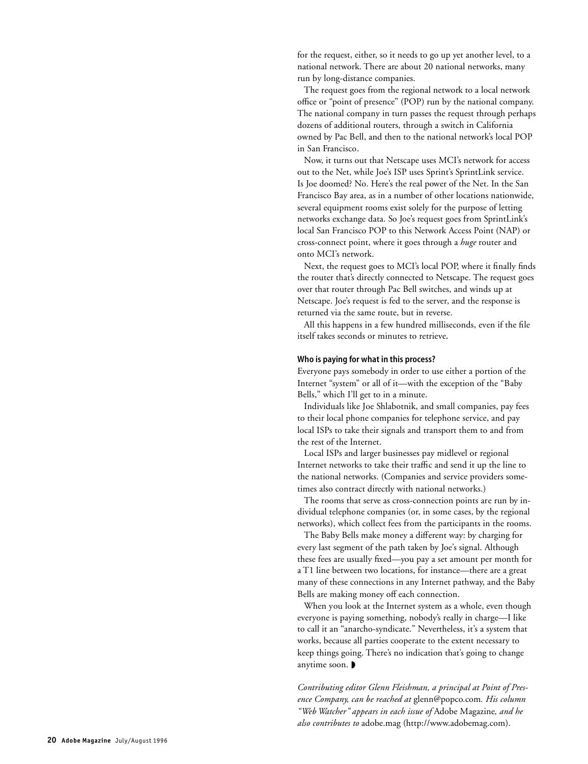for the request, either, so it needs to go up yet another level, to a national network. There are about 20 national networks, many run by long-distance companies.

The request goes from the regional network to a local network office or "point of presence" (POP) run by the national company. The national company in turn passes the request through perhaps dozens of additional routers, through a switch in California owned by Pac Bell, and then to the national network's local POP in San Francisco.

Now, it turns out that Netscape uses MCI's network for access out to the Net, while Joe's ISP uses Sprint's SprintLink service. Is Joe doomed? No. Here's the real power of the Net. In the San Francisco Bay area, as in a number of other locations nationwide, several equipment rooms exist solely for the purpose of letting networks exchange data. So Joe's request goes from SprintLink's local San Francisco POP to this Network Access Point (NAP) or cross-connect point, where it goes through a *huge* router and onto MCI's network.

Next, the request goes to MCI's local POP, where it finally finds the router that's directly connected to Netscape. The request goes over that router through Pac Bell switches, and winds up at Netscape. Joe's request is fed to the server, and the response is returned via the same route, but in reverse.

All this happens in a few hundred milliseconds, even if the file itself takes seconds or minutes to retrieve.

**Who is paying for what in this process?**

Everyone pays somebody in order to use either a portion of the Internet "system" or all of it—with the exception of the "Baby Bells," which I'll get to in a minute.

Individuals like Joe Shlabotnik, and small companies, pay fees to their local phone companies for telephone service, and pay local ISPs to take their signals and transport them to and from the rest of the Internet.

Local ISPs and larger businesses pay midlevel or regional Internet networks to take their traffic and send it up the line to the national networks. (Companies and service providers sometimes also contract directly with national networks.)

The rooms that serve as cross-connection points are run by individual telephone companies (or, in some cases, by the regional networks), which collect fees from the participants in the rooms.

The Baby Bells make money a different way: by charging for every last segment of the path taken by Joe's signal. Although these fees are usually fixed—you pay a set amount per month for a T1 line between two locations, for instance—there are a great many of these connections in any Internet pathway, and the Baby Bells are making money off each connection.

When you look at the Internet system as a whole, even though everyone is paying something, nobody's really in charge—I like to call it an "anarcho-syndicate." Nevertheless, it's a system that works, because all parties cooperate to the extent necessary to keep things going. There's no indication that's going to change anytime soon. ◗

*Contributing editor Glenn Fleishman, a principal at Point of Presence Company, can be reached at* glenn@popco.com*. His column "Web Watcher" appears in each issue of* Adobe Magazine*, and he also contributes to* adobe.mag (http://www.adobemag.com).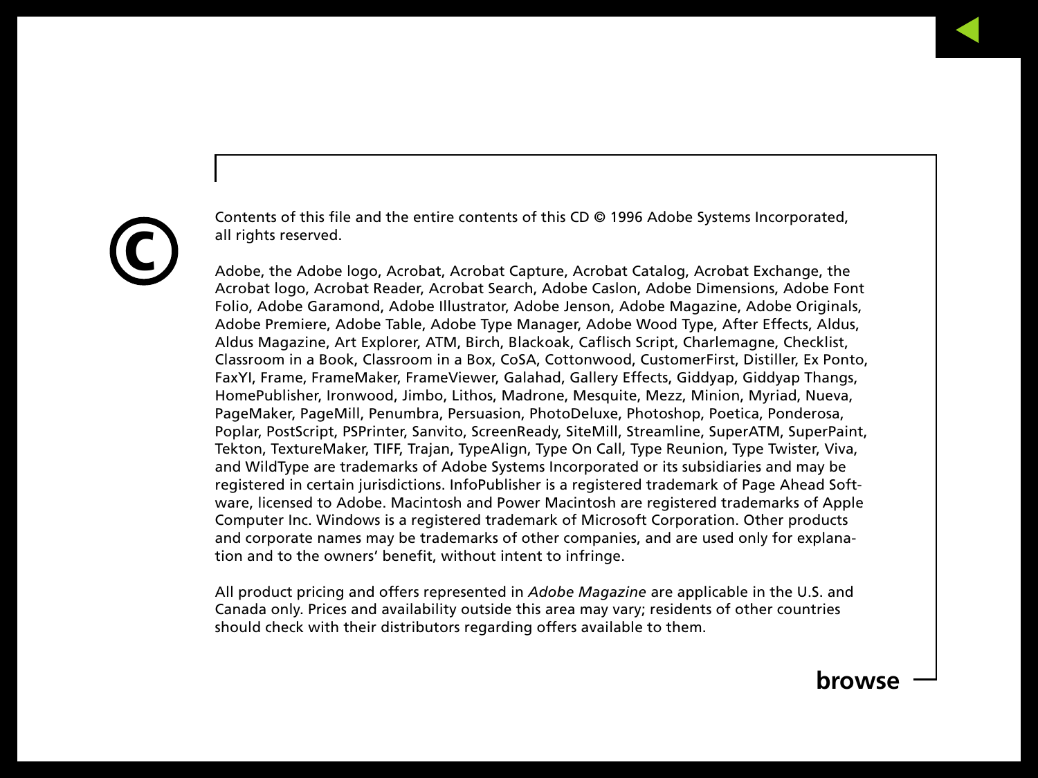©

Contents of this file and the entire contents of this CD © 1996 Adobe Systems Incorporated, all rights reserved.

Adobe, the Adobe logo, Acrobat, Acrobat Capture, Acrobat Catalog, Acrobat Exchange, the Acrobat logo, Acrobat Reader, Acrobat Search, Adobe Caslon, Adobe Dimensions, Adobe Font Folio, Adobe Garamond, Adobe Illustrator, Adobe Jenson, Adobe Magazine, Adobe Originals, Adobe Premiere, Adobe Table, Adobe Type Manager, Adobe Wood Type, After Effects, Aldus, Aldus Magazine, Art Explorer, ATM, Birch, Blackoak, Caflisch Script, Charlemagne, Checklist, Classroom in a Book, Classroom in a Box, CoSA, Cottonwood, CustomerFirst, Distiller, Ex Ponto, FaxYI, Frame, FrameMaker, FrameViewer, Galahad, Gallery Effects, Giddyap, Giddyap Thangs, HomePublisher, Ironwood, Jimbo, Lithos, Madrone, Mesquite, Mezz, Minion, Myriad, Nueva, PageMaker, PageMill, Penumbra, Persuasion, PhotoDeluxe, Photoshop, Poetica, Ponderosa, Poplar, PostScript, PSPrinter, Sanvito, ScreenReady, SiteMill, Streamline, SuperATM, SuperPaint, Tekton, TextureMaker, TIFF, Trajan, TypeAlign, Type On Call, Type Reunion, Type Twister, Viva, and WildType are trademarks of Adobe Systems Incorporated or its subsidiaries and may be registered in certain jurisdictions. InfoPublisher is a registered trademark of Page Ahead Software, licensed to Adobe. Macintosh and Power Macintosh are registered trademarks of Apple Computer Inc. Windows is a registered trademark of Microsoft Corporation. Other products and corporate names may be trademarks of other companies, and are used only for explanation and to the owners' benefit, without intent to infringe.

All product pricing and offers represented in *Adobe Magazine* are applicable in the U.S. and Canada only. Prices and availability outside this area may vary; residents of other countries should check with their distributors regarding offers available to them.

**browse**